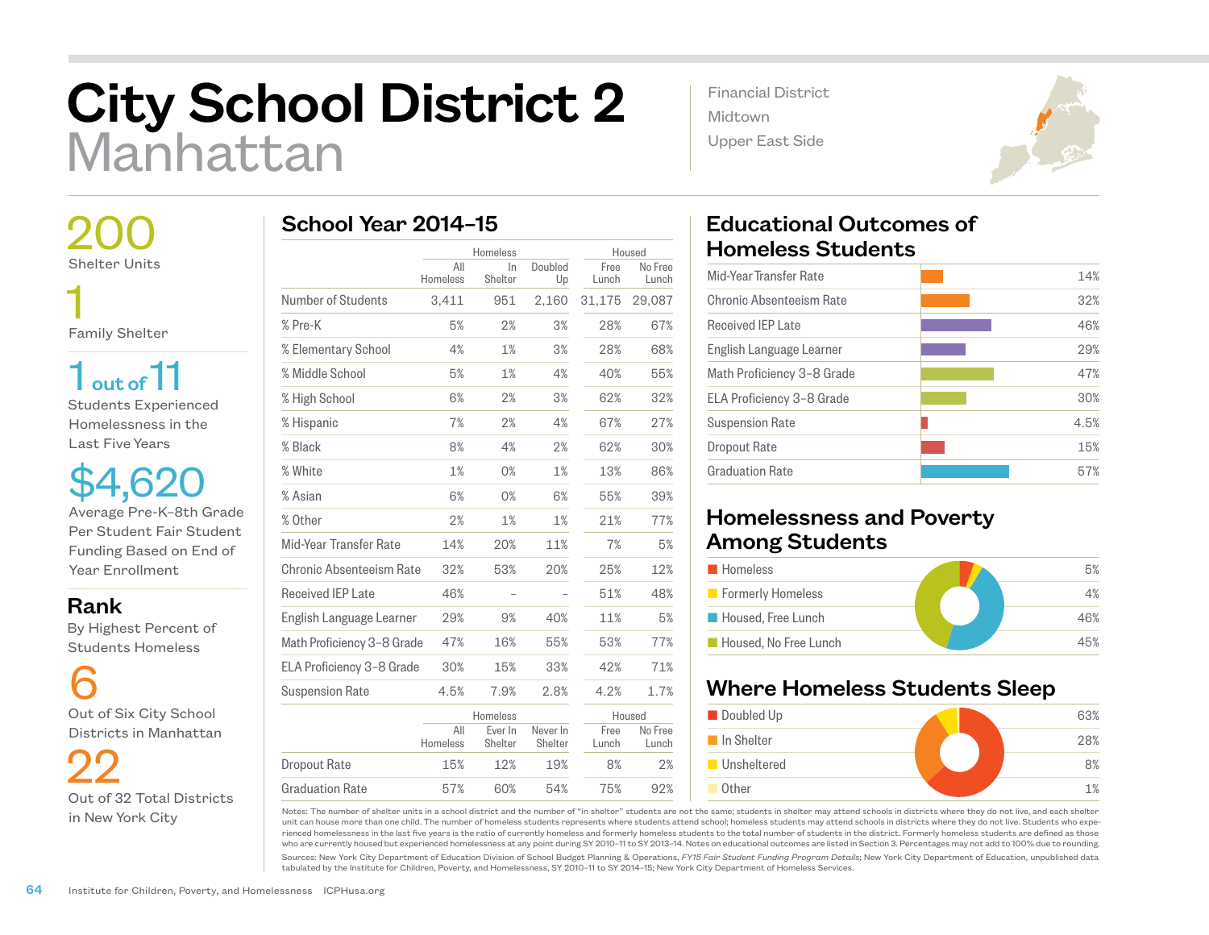# City School District 2
## Manhattan

Financial District
Midtown
Upper East Side

**200**
Shelter Units

**1**
Family Shelter

**1 out of 11**
Students Experienced Homelessness in the Last Five Years

**$4,620**
Average Pre-K–8th Grade Per Student Fair Student Funding Based on End of Year Enrollment

**Rank**
By Highest Percent of Students Homeless

**6**
Out of Six City School Districts in Manhattan

**22**
Out of 32 Total Districts in New York City

## School Year 2014–15

| | Homeless | | | Housed | |
|---|---|---|---|---|---|
| | All Homeless | In Shelter | Doubled Up | Free Lunch | No Free Lunch |
| Number of Students | 3,411 | 951 | 2,160 | 31,175 | 29,087 |
| % Pre-K | 5% | 2% | 3% | 28% | 67% |
| % Elementary School | 4% | 1% | 3% | 28% | 68% |
| % Middle School | 5% | 1% | 4% | 40% | 55% |
| % High School | 6% | 2% | 3% | 62% | 32% |
| % Hispanic | 7% | 2% | 4% | 67% | 27% |
| % Black | 8% | 4% | 2% | 62% | 30% |
| % White | 1% | 0% | 1% | 13% | 86% |
| % Asian | 6% | 0% | 6% | 55% | 39% |
| % Other | 2% | 1% | 1% | 21% | 77% |
| Mid-Year Transfer Rate | 14% | 20% | 11% | 7% | 5% |
| Chronic Absenteeism Rate | 32% | 53% | 20% | 25% | 12% |
| Received IEP Late | 46% | – | – | 51% | 48% |
| English Language Learner | 29% | 9% | 40% | 11% | 5% |
| Math Proficiency 3–8 Grade | 47% | 16% | 55% | 53% | 77% |
| ELA Proficiency 3–8 Grade | 30% | 15% | 33% | 42% | 71% |
| Suspension Rate | 4.5% | 7.9% | 2.8% | 4.2% | 1.7% |

| | Homeless | | | Housed | |
|---|---|---|---|---|---|
| | All Homeless | Ever In Shelter | Never In Shelter | Free Lunch | No Free Lunch |
| Dropout Rate | 15% | 12% | 19% | 8% | 2% |
| Graduation Rate | 57% | 60% | 54% | 75% | 92% |

## Educational Outcomes of Homeless Students

| | |
|---|---|
| Mid-Year Transfer Rate | 14% |
| Chronic Absenteeism Rate | 32% |
| Received IEP Late | 46% |
| English Language Learner | 29% |
| Math Proficiency 3–8 Grade | 47% |
| ELA Proficiency 3–8 Grade | 30% |
| Suspension Rate | 4.5% |
| Dropout Rate | 15% |
| Graduation Rate | 57% |

## Homelessness and Poverty Among Students

| | |
|---|---|
| Homeless | 5% |
| Formerly Homeless | 4% |
| Housed, Free Lunch | 46% |
| Housed, No Free Lunch | 45% |

## Where Homeless Students Sleep

| | |
|---|---|
| Doubled Up | 63% |
| In Shelter | 28% |
| Unsheltered | 8% |
| Other | 1% |

Notes: The number of shelter units in a school district and the number of "in shelter" students are not the same; students in shelter may attend schools in districts where they do not live, and each shelter unit can house more than one child. The number of homeless students represents where students attend school; homeless students may attend schools in districts where they do not live. Students who experienced homelessness in the last five years is the ratio of currently homeless and formerly homeless students to the total number of students in the district. Formerly homeless students are defined as those who are currently housed but experienced homelessness at any point during SY 2010–11 to SY 2013–14. Notes on educational outcomes are listed in Section 3. Percentages may not add to 100% due to rounding.

Sources: New York City Department of Education Division of School Budget Planning & Operations, *FY15 Fair Student Funding Program Details*; New York City Department of Education, unpublished data tabulated by the Institute for Children, Poverty, and Homelessness, SY 2010–11 to SY 2014–15; New York City Department of Homeless Services.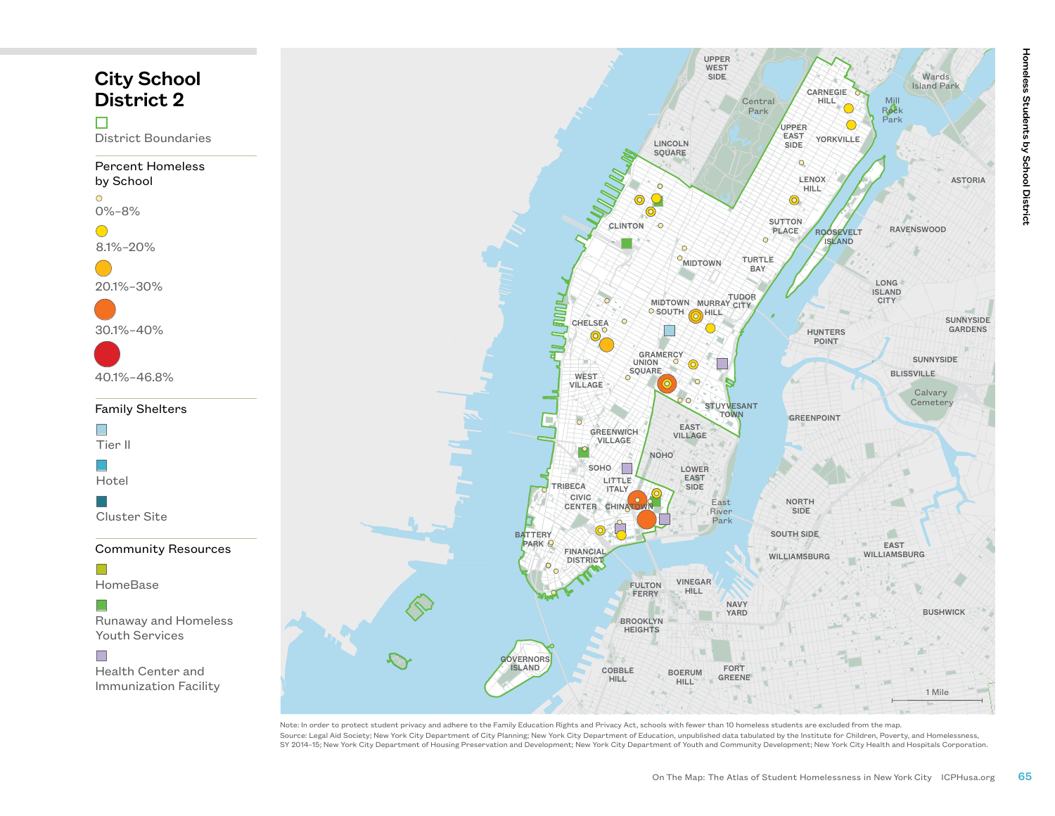# City School District 2

District Boundaries

Percent Homeless by School

0%–8%

8.1%–20%

20.1%–30%

30.1%–40%

40.1%–46.8%

Family Shelters

Tier II

Hotel

Cluster Site

Community Resources

HomeBase

Runaway and Homeless Youth Services

Health Center and Immunization Facility

UPPER WEST SIDE

Central Park

CARNEGIE HILL

Wards Island Park

Mill Rock Park

UPPER EAST SIDE

YORKVILLE

LINCOLN SQUARE

LENOX HILL

ASTORIA

CLINTON

SUTTON PLACE

ROOSEVELT ISLAND

RAVENSWOOD

MIDTOWN

TURTLE BAY

LONG ISLAND CITY

MIDTOWN SOUTH

MURRAY HILL

TUDOR CITY

CHELSEA

HUNTERS POINT

SUNNYSIDE GARDENS

GRAMERCY

UNION SQUARE

SUNNYSIDE

BLISSVILLE

WEST VILLAGE

Calvary Cemetery

STUYVESANT TOWN

GREENPOINT

GREENWICH VILLAGE

EAST VILLAGE

NOHO

SOHO

LOWER EAST SIDE

TRIBECA

LITTLE ITALY

East River Park

NORTH SIDE

CIVIC CENTER

CHINATOWN

BATTERY PARK

SOUTH SIDE

FINANCIAL DISTRICT

WILLIAMSBURG

EAST WILLIAMSBURG

FULTON FERRY

VINEGAR HILL

NAVY YARD

BUSHWICK

BROOKLYN HEIGHTS

GOVERNORS ISLAND

COBBLE HILL

BOERUM HILL

FORT GREENE

1 Mile

Note: In order to protect student privacy and adhere to the Family Education Rights and Privacy Act, schools with fewer than 10 homeless students are excluded from the map.

Source: Legal Aid Society; New York City Department of City Planning; New York City Department of Education, unpublished data tabulated by the Institute for Children, Poverty, and Homelessness, SY 2014–15; New York City Department of Housing Preservation and Development; New York City Department of Youth and Community Development; New York City Health and Hospitals Corporation.